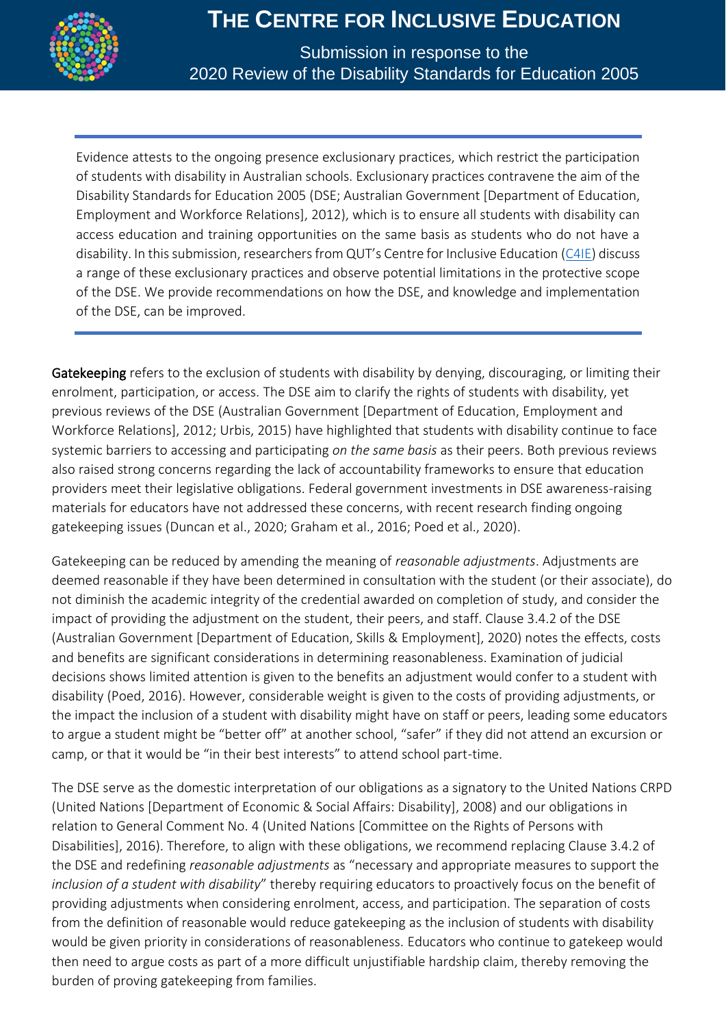# THE CENTRE FOR INCLUSIVE EDUCATION

Submission in response to the
2020 Review of the Disability Standards for Education 2005

---

Evidence attests to the ongoing presence exclusionary practices, which restrict the participation of students with disability in Australian schools. Exclusionary practices contravene the aim of the Disability Standards for Education 2005 (DSE; Australian Government [Department of Education, Employment and Workforce Relations], 2012), which is to ensure all students with disability can access education and training opportunities on the same basis as students who do not have a disability. In this submission, researchers from QUT's Centre for Inclusive Education (C4IE) discuss a range of these exclusionary practices and observe potential limitations in the protective scope of the DSE. We provide recommendations on how the DSE, and knowledge and implementation of the DSE, can be improved.

---

**Gatekeeping** refers to the exclusion of students with disability by denying, discouraging, or limiting their enrolment, participation, or access. The DSE aim to clarify the rights of students with disability, yet previous reviews of the DSE (Australian Government [Department of Education, Employment and Workforce Relations], 2012; Urbis, 2015) have highlighted that students with disability continue to face systemic barriers to accessing and participating *on the same basis* as their peers. Both previous reviews also raised strong concerns regarding the lack of accountability frameworks to ensure that education providers meet their legislative obligations. Federal government investments in DSE awareness-raising materials for educators have not addressed these concerns, with recent research finding ongoing gatekeeping issues (Duncan et al., 2020; Graham et al., 2016; Poed et al., 2020).

Gatekeeping can be reduced by amending the meaning of *reasonable adjustments*. Adjustments are deemed reasonable if they have been determined in consultation with the student (or their associate), do not diminish the academic integrity of the credential awarded on completion of study, and consider the impact of providing the adjustment on the student, their peers, and staff. Clause 3.4.2 of the DSE (Australian Government [Department of Education, Skills & Employment], 2020) notes the effects, costs and benefits are significant considerations in determining reasonableness. Examination of judicial decisions shows limited attention is given to the benefits an adjustment would confer to a student with disability (Poed, 2016). However, considerable weight is given to the costs of providing adjustments, or the impact the inclusion of a student with disability might have on staff or peers, leading some educators to argue a student might be "better off" at another school, "safer" if they did not attend an excursion or camp, or that it would be "in their best interests" to attend school part-time.

The DSE serve as the domestic interpretation of our obligations as a signatory to the United Nations CRPD (United Nations [Department of Economic & Social Affairs: Disability], 2008) and our obligations in relation to General Comment No. 4 (United Nations [Committee on the Rights of Persons with Disabilities], 2016). Therefore, to align with these obligations, we recommend replacing Clause 3.4.2 of the DSE and redefining *reasonable adjustments* as "necessary and appropriate measures to support the *inclusion of a student with disability*" thereby requiring educators to proactively focus on the benefit of providing adjustments when considering enrolment, access, and participation. The separation of costs from the definition of reasonable would reduce gatekeeping as the inclusion of students with disability would be given priority in considerations of reasonableness. Educators who continue to gatekeep would then need to argue costs as part of a more difficult unjustifiable hardship claim, thereby removing the burden of proving gatekeeping from families.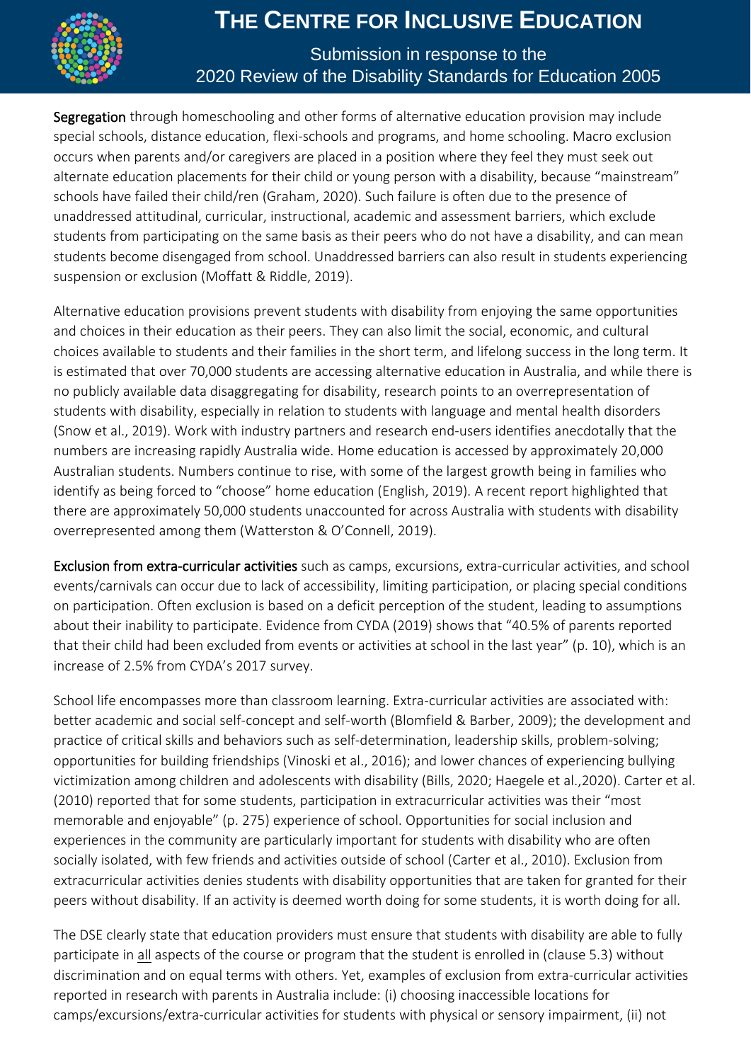**Segregation** through homeschooling and other forms of alternative education provision may include special schools, distance education, flexi-schools and programs, and home schooling. Macro exclusion occurs when parents and/or caregivers are placed in a position where they feel they must seek out alternate education placements for their child or young person with a disability, because "mainstream" schools have failed their child/ren (Graham, 2020). Such failure is often due to the presence of unaddressed attitudinal, curricular, instructional, academic and assessment barriers, which exclude students from participating on the same basis as their peers who do not have a disability, and can mean students become disengaged from school. Unaddressed barriers can also result in students experiencing suspension or exclusion (Moffatt & Riddle, 2019).

Alternative education provisions prevent students with disability from enjoying the same opportunities and choices in their education as their peers. They can also limit the social, economic, and cultural choices available to students and their families in the short term, and lifelong success in the long term. It is estimated that over 70,000 students are accessing alternative education in Australia, and while there is no publicly available data disaggregating for disability, research points to an overrepresentation of students with disability, especially in relation to students with language and mental health disorders (Snow et al., 2019). Work with industry partners and research end-users identifies anecdotally that the numbers are increasing rapidly Australia wide. Home education is accessed by approximately 20,000 Australian students. Numbers continue to rise, with some of the largest growth being in families who identify as being forced to "choose" home education (English, 2019). A recent report highlighted that there are approximately 50,000 students unaccounted for across Australia with students with disability overrepresented among them (Watterston & O'Connell, 2019).

**Exclusion from extra-curricular activities** such as camps, excursions, extra-curricular activities, and school events/carnivals can occur due to lack of accessibility, limiting participation, or placing special conditions on participation. Often exclusion is based on a deficit perception of the student, leading to assumptions about their inability to participate. Evidence from CYDA (2019) shows that "40.5% of parents reported that their child had been excluded from events or activities at school in the last year" (p. 10), which is an increase of 2.5% from CYDA's 2017 survey.

School life encompasses more than classroom learning. Extra-curricular activities are associated with: better academic and social self-concept and self-worth (Blomfield & Barber, 2009); the development and practice of critical skills and behaviors such as self-determination, leadership skills, problem-solving; opportunities for building friendships (Vinoski et al., 2016); and lower chances of experiencing bullying victimization among children and adolescents with disability (Bills, 2020; Haegele et al.,2020). Carter et al. (2010) reported that for some students, participation in extracurricular activities was their "most memorable and enjoyable" (p. 275) experience of school. Opportunities for social inclusion and experiences in the community are particularly important for students with disability who are often socially isolated, with few friends and activities outside of school (Carter et al., 2010). Exclusion from extracurricular activities denies students with disability opportunities that are taken for granted for their peers without disability. If an activity is deemed worth doing for some students, it is worth doing for all.

The DSE clearly state that education providers must ensure that students with disability are able to fully participate in <u>all</u> aspects of the course or program that the student is enrolled in (clause 5.3) without discrimination and on equal terms with others. Yet, examples of exclusion from extra-curricular activities reported in research with parents in Australia include: (i) choosing inaccessible locations for camps/excursions/extra-curricular activities for students with physical or sensory impairment, (ii) not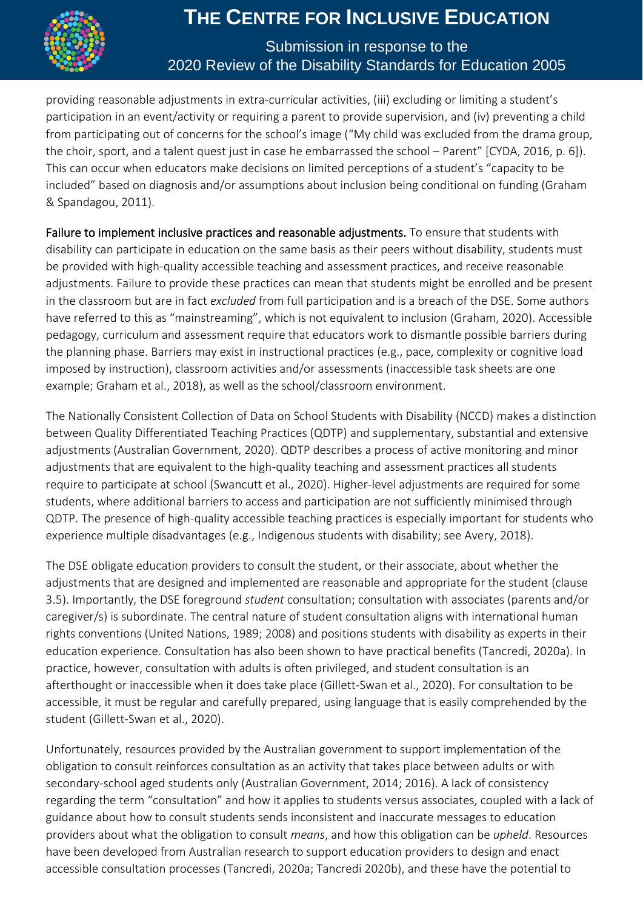providing reasonable adjustments in extra-curricular activities, (iii) excluding or limiting a student's participation in an event/activity or requiring a parent to provide supervision, and (iv) preventing a child from participating out of concerns for the school's image ("My child was excluded from the drama group, the choir, sport, and a talent quest just in case he embarrassed the school – Parent" [CYDA, 2016, p. 6]). This can occur when educators make decisions on limited perceptions of a student's "capacity to be included" based on diagnosis and/or assumptions about inclusion being conditional on funding (Graham & Spandagou, 2011).

**Failure to implement inclusive practices and reasonable adjustments.** To ensure that students with disability can participate in education on the same basis as their peers without disability, students must be provided with high-quality accessible teaching and assessment practices, and receive reasonable adjustments. Failure to provide these practices can mean that students might be enrolled and be present in the classroom but are in fact *excluded* from full participation and is a breach of the DSE. Some authors have referred to this as "mainstreaming", which is not equivalent to inclusion (Graham, 2020). Accessible pedagogy, curriculum and assessment require that educators work to dismantle possible barriers during the planning phase. Barriers may exist in instructional practices (e.g., pace, complexity or cognitive load imposed by instruction), classroom activities and/or assessments (inaccessible task sheets are one example; Graham et al., 2018), as well as the school/classroom environment.

The Nationally Consistent Collection of Data on School Students with Disability (NCCD) makes a distinction between Quality Differentiated Teaching Practices (QDTP) and supplementary, substantial and extensive adjustments (Australian Government, 2020). QDTP describes a process of active monitoring and minor adjustments that are equivalent to the high-quality teaching and assessment practices all students require to participate at school (Swancutt et al., 2020). Higher-level adjustments are required for some students, where additional barriers to access and participation are not sufficiently minimised through QDTP. The presence of high-quality accessible teaching practices is especially important for students who experience multiple disadvantages (e.g., Indigenous students with disability; see Avery, 2018).

The DSE obligate education providers to consult the student, or their associate, about whether the adjustments that are designed and implemented are reasonable and appropriate for the student (clause 3.5). Importantly, the DSE foreground *student* consultation; consultation with associates (parents and/or caregiver/s) is subordinate. The central nature of student consultation aligns with international human rights conventions (United Nations, 1989; 2008) and positions students with disability as experts in their education experience. Consultation has also been shown to have practical benefits (Tancredi, 2020a). In practice, however, consultation with adults is often privileged, and student consultation is an afterthought or inaccessible when it does take place (Gillett-Swan et al., 2020). For consultation to be accessible, it must be regular and carefully prepared, using language that is easily comprehended by the student (Gillett-Swan et al., 2020).

Unfortunately, resources provided by the Australian government to support implementation of the obligation to consult reinforces consultation as an activity that takes place between adults or with secondary-school aged students only (Australian Government, 2014; 2016). A lack of consistency regarding the term "consultation" and how it applies to students versus associates, coupled with a lack of guidance about how to consult students sends inconsistent and inaccurate messages to education providers about what the obligation to consult *means*, and how this obligation can be *upheld*. Resources have been developed from Australian research to support education providers to design and enact accessible consultation processes (Tancredi, 2020a; Tancredi 2020b), and these have the potential to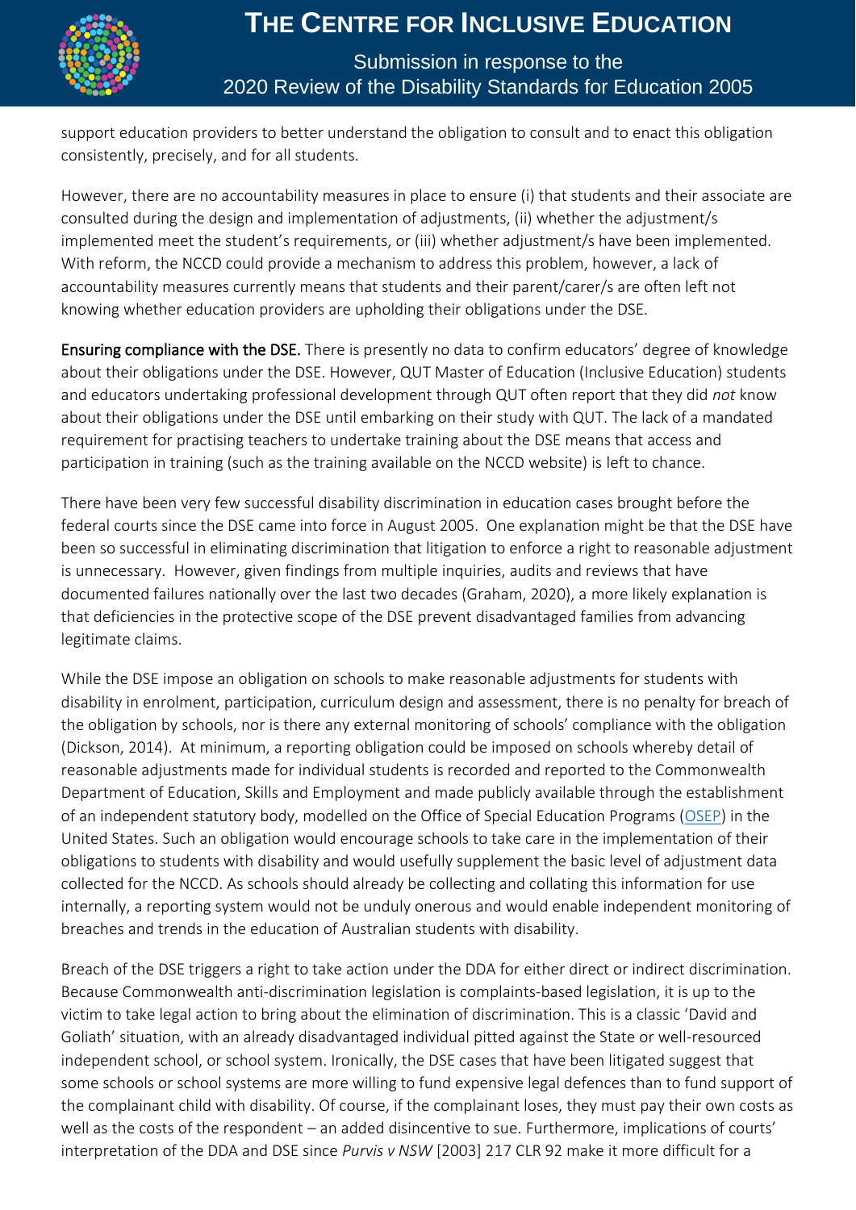support education providers to better understand the obligation to consult and to enact this obligation consistently, precisely, and for all students.

However, there are no accountability measures in place to ensure (i) that students and their associate are consulted during the design and implementation of adjustments, (ii) whether the adjustment/s implemented meet the student's requirements, or (iii) whether adjustment/s have been implemented. With reform, the NCCD could provide a mechanism to address this problem, however, a lack of accountability measures currently means that students and their parent/carer/s are often left not knowing whether education providers are upholding their obligations under the DSE.

**Ensuring compliance with the DSE.** There is presently no data to confirm educators' degree of knowledge about their obligations under the DSE. However, QUT Master of Education (Inclusive Education) students and educators undertaking professional development through QUT often report that they did *not* know about their obligations under the DSE until embarking on their study with QUT. The lack of a mandated requirement for practising teachers to undertake training about the DSE means that access and participation in training (such as the training available on the NCCD website) is left to chance.

There have been very few successful disability discrimination in education cases brought before the federal courts since the DSE came into force in August 2005. One explanation might be that the DSE have been so successful in eliminating discrimination that litigation to enforce a right to reasonable adjustment is unnecessary. However, given findings from multiple inquiries, audits and reviews that have documented failures nationally over the last two decades (Graham, 2020), a more likely explanation is that deficiencies in the protective scope of the DSE prevent disadvantaged families from advancing legitimate claims.

While the DSE impose an obligation on schools to make reasonable adjustments for students with disability in enrolment, participation, curriculum design and assessment, there is no penalty for breach of the obligation by schools, nor is there any external monitoring of schools' compliance with the obligation (Dickson, 2014). At minimum, a reporting obligation could be imposed on schools whereby detail of reasonable adjustments made for individual students is recorded and reported to the Commonwealth Department of Education, Skills and Employment and made publicly available through the establishment of an independent statutory body, modelled on the Office of Special Education Programs (OSEP) in the United States. Such an obligation would encourage schools to take care in the implementation of their obligations to students with disability and would usefully supplement the basic level of adjustment data collected for the NCCD. As schools should already be collecting and collating this information for use internally, a reporting system would not be unduly onerous and would enable independent monitoring of breaches and trends in the education of Australian students with disability.

Breach of the DSE triggers a right to take action under the DDA for either direct or indirect discrimination. Because Commonwealth anti-discrimination legislation is complaints-based legislation, it is up to the victim to take legal action to bring about the elimination of discrimination. This is a classic 'David and Goliath' situation, with an already disadvantaged individual pitted against the State or well-resourced independent school, or school system. Ironically, the DSE cases that have been litigated suggest that some schools or school systems are more willing to fund expensive legal defences than to fund support of the complainant child with disability. Of course, if the complainant loses, they must pay their own costs as well as the costs of the respondent – an added disincentive to sue. Furthermore, implications of courts' interpretation of the DDA and DSE since *Purvis v NSW* [2003] 217 CLR 92 make it more difficult for a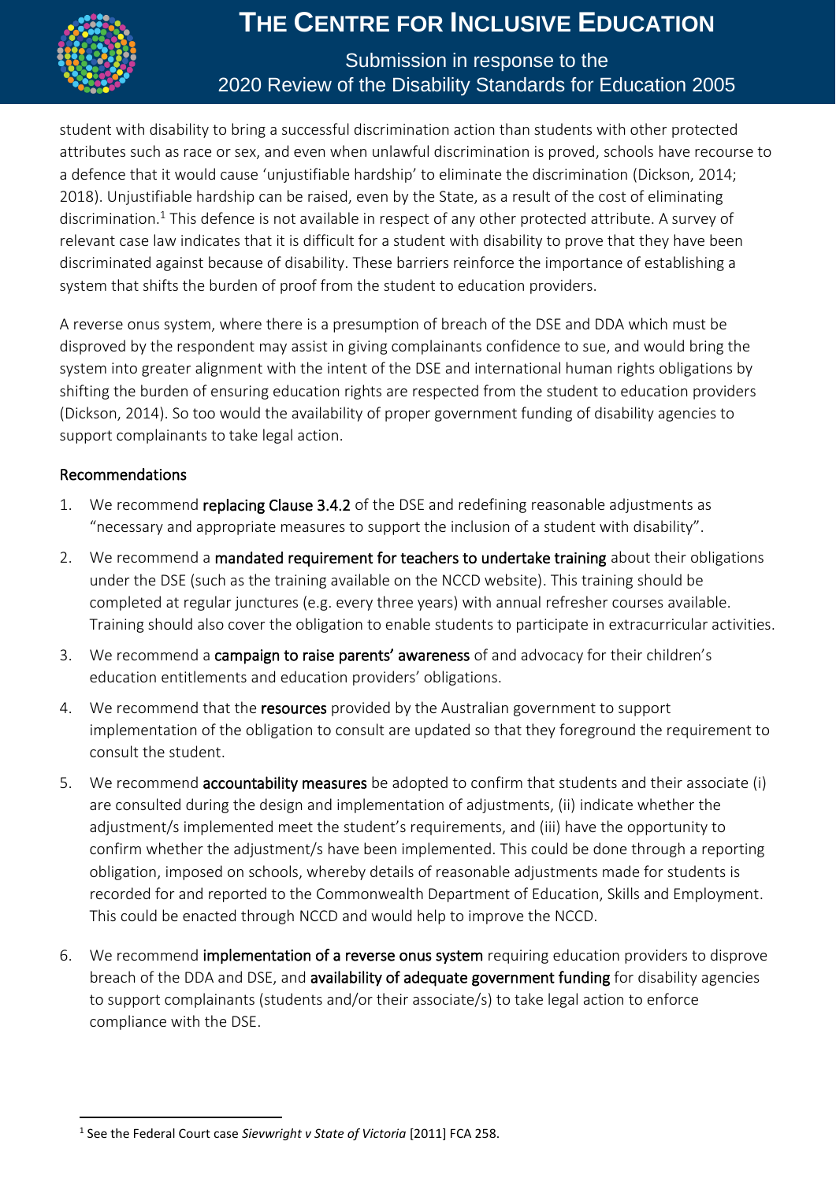student with disability to bring a successful discrimination action than students with other protected attributes such as race or sex, and even when unlawful discrimination is proved, schools have recourse to a defence that it would cause 'unjustifiable hardship' to eliminate the discrimination (Dickson, 2014; 2018). Unjustifiable hardship can be raised, even by the State, as a result of the cost of eliminating discrimination.[1] This defence is not available in respect of any other protected attribute. A survey of relevant case law indicates that it is difficult for a student with disability to prove that they have been discriminated against because of disability. These barriers reinforce the importance of establishing a system that shifts the burden of proof from the student to education providers.

A reverse onus system, where there is a presumption of breach of the DSE and DDA which must be disproved by the respondent may assist in giving complainants confidence to sue, and would bring the system into greater alignment with the intent of the DSE and international human rights obligations by shifting the burden of ensuring education rights are respected from the student to education providers (Dickson, 2014). So too would the availability of proper government funding of disability agencies to support complainants to take legal action.

### Recommendations

1. We recommend **replacing Clause 3.4.2** of the DSE and redefining reasonable adjustments as "necessary and appropriate measures to support the inclusion of a student with disability".
2. We recommend a **mandated requirement for teachers to undertake training** about their obligations under the DSE (such as the training available on the NCCD website). This training should be completed at regular junctures (e.g. every three years) with annual refresher courses available. Training should also cover the obligation to enable students to participate in extracurricular activities.
3. We recommend a **campaign to raise parents' awareness** of and advocacy for their children's education entitlements and education providers' obligations.
4. We recommend that the **resources** provided by the Australian government to support implementation of the obligation to consult are updated so that they foreground the requirement to consult the student.
5. We recommend **accountability measures** be adopted to confirm that students and their associate (i) are consulted during the design and implementation of adjustments, (ii) indicate whether the adjustment/s implemented meet the student's requirements, and (iii) have the opportunity to confirm whether the adjustment/s have been implemented. This could be done through a reporting obligation, imposed on schools, whereby details of reasonable adjustments made for students is recorded for and reported to the Commonwealth Department of Education, Skills and Employment. This could be enacted through NCCD and would help to improve the NCCD.
6. We recommend **implementation of a reverse onus system** requiring education providers to disprove breach of the DDA and DSE, and **availability of adequate government funding** for disability agencies to support complainants (students and/or their associate/s) to take legal action to enforce compliance with the DSE.

---

[1] See the Federal Court case *Sievwright v State of Victoria* [2011] FCA 258.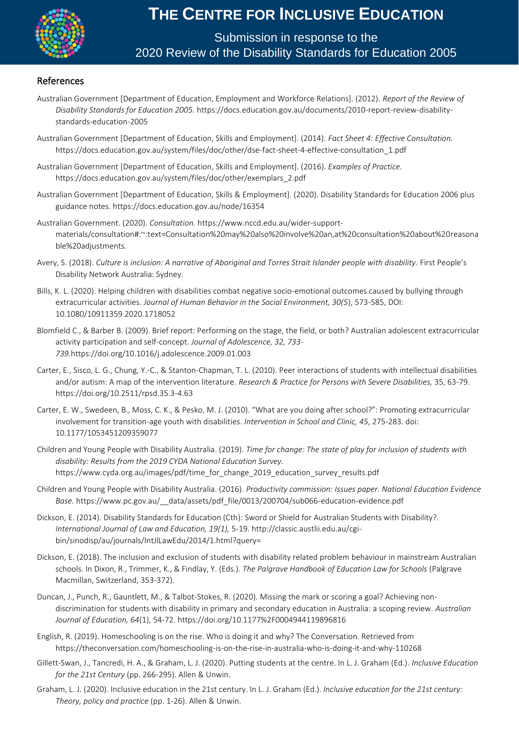## References

Australian Government [Department of Education, Employment and Workforce Relations]. (2012). *Report of the Review of Disability Standards for Education 2005.* https://docs.education.gov.au/documents/2010-report-review-disability-standards-education-2005

Australian Government [Department of Education, Skills and Employment]. (2014). *Fact Sheet 4: Effective Consultation.* https://docs.education.gov.au/system/files/doc/other/dse-fact-sheet-4-effective-consultation_1.pdf

Australian Government [Department of Education, Skills and Employment]. (2016). *Examples of Practice.* https://docs.education.gov.au/system/files/doc/other/exemplars_2.pdf

Australian Government [Department of Education, Skills & Employment]. (2020). Disability Standards for Education 2006 plus guidance notes. https://docs.education.gov.au/node/16354

Australian Government. (2020). *Consultation.* https://www.nccd.edu.au/wider-support-materials/consultation#:~:text=Consultation%20may%20also%20involve%20an,at%20consultation%20about%20reasonable%20adjustments.

Avery, S. (2018). *Culture is inclusion: A narrative of Aboriginal and Torres Strait Islander people with disability*. First People's Disability Network Australia: Sydney.

Bills, K. L. (2020). Helping children with disabilities combat negative socio-emotional outcomes caused by bullying through extracurricular activities. *Journal of Human Behavior in the Social Environment, 30(5*), 573-585, DOI: 10.1080/10911359.2020.1718052

Blomfield C., & Barber B. (2009). Brief report: Performing on the stage, the field, or both? Australian adolescent extracurricular activity participation and self-concept. *Journal of Adolescence, 32, 733-739.*https://doi.org/10.1016/j.adolescence.2009.01.003

Carter, E., Sisco, L. G., Chung, Y.-C., & Stanton-Chapman, T. L. (2010). Peer interactions of students with intellectual disabilities and/or autism: A map of the intervention literature. *Research & Practice for Persons with Severe Disabilities,* 35, 63-79. https://doi.org/10.2511/rpsd.35.3-4.63

Carter, E. W., Swedeen, B., Moss, C. K., & Pesko, M. J. (2010). "What are you doing after school?": Promoting extracurricular involvement for transition-age youth with disabilities. *Intervention in School and Clinic, 45*, 275-283. doi: 10.1177/1053451209359077

Children and Young People with Disability Australia. (2019). *Time for change: The state of play for inclusion of students with disability: Results from the 2019 CYDA National Education Survey*. https://www.cyda.org.au/images/pdf/time_for_change_2019_education_survey_results.pdf

Children and Young People with Disability Australia. (2016). *Productivity commission: Issues paper. National Education Evidence Base.* https://www.pc.gov.au/__data/assets/pdf_file/0013/200704/sub066-education-evidence.pdf

Dickson, E. (2014). Disability Standards for Education (Cth): Sword or Shield for Australian Students with Disability?. *International Journal of Law and Education, 19(1),* 5-19. http://classic.austlii.edu.au/cgi-bin/sinodisp/au/journals/IntJlLawEdu/2014/1.html?query=

Dickson, E. (2018). The inclusion and exclusion of students with disability related problem behaviour in mainstream Australian schools. In Dixon, R., Trimmer, K., & Findlay, Y. (Eds.). *The Palgrave Handbook of Education Law for Schools* (Palgrave Macmillan, Switzerland, 353-372).

Duncan, J., Punch, R., Gauntlett, M., & Talbot-Stokes, R. (2020). Missing the mark or scoring a goal? Achieving non-discrimination for students with disability in primary and secondary education in Australia: a scoping review. *Australian Journal of Education, 64*(1), 54-72. https://doi.org/10.1177%2F0004944119896816

English, R. (2019). Homeschooling is on the rise. Who is doing it and why? The Conversation. Retrieved from https://theconversation.com/homeschooling-is-on-the-rise-in-australia-who-is-doing-it-and-why-110268

Gillett-Swan, J., Tancredi, H. A., & Graham, L. J. (2020). Putting students at the centre. In L. J. Graham (Ed.). *Inclusive Education for the 21st Century* (pp. 266-295). Allen & Unwin.

Graham, L. J. (2020). Inclusive education in the 21st century. In L. J. Graham (Ed.). *Inclusive education for the 21st century: Theory, policy and practice* (pp. 1-26). Allen & Unwin.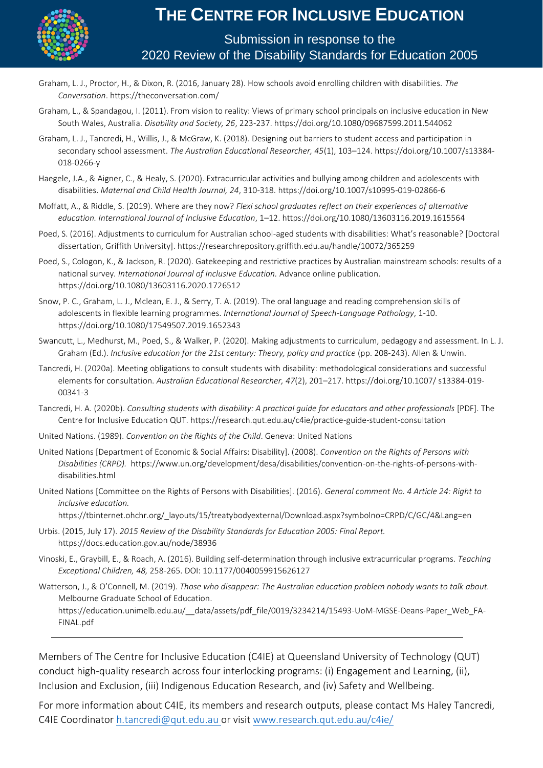Graham, L. J., Proctor, H., & Dixon, R. (2016, January 28). How schools avoid enrolling children with disabilities. *The Conversation*. https://theconversation.com/

Graham, L., & Spandagou, I. (2011). From vision to reality: Views of primary school principals on inclusive education in New South Wales, Australia. *Disability and Society, 26*, 223-237. https://doi.org/10.1080/09687599.2011.544062

Graham, L. J., Tancredi, H., Willis, J., & McGraw, K. (2018). Designing out barriers to student access and participation in secondary school assessment. *The Australian Educational Researcher, 45*(1), 103–124. https://doi.org/10.1007/s13384-018-0266-y

Haegele, J.A., & Aigner, C., & Healy, S. (2020). Extracurricular activities and bullying among children and adolescents with disabilities. *Maternal and Child Health Journal, 24*, 310-318. https://doi.org/10.1007/s10995-019-02866-6

Moffatt, A., & Riddle, S. (2019). Where are they now? *Flexi school graduates reflect on their experiences of alternative education. International Journal of Inclusive Education*, 1–12. https://doi.org/10.1080/13603116.2019.1615564

Poed, S. (2016). Adjustments to curriculum for Australian school-aged students with disabilities: What's reasonable? [Doctoral dissertation, Griffith University]. https://researchrepository.griffith.edu.au/handle/10072/365259

Poed, S., Cologon, K., & Jackson, R. (2020). Gatekeeping and restrictive practices by Australian mainstream schools: results of a national survey. *International Journal of Inclusive Education.* Advance online publication. https://doi.org/10.1080/13603116.2020.1726512

Snow, P. C., Graham, L. J., Mclean, E. J., & Serry, T. A. (2019). The oral language and reading comprehension skills of adolescents in flexible learning programmes. *International Journal of Speech-Language Pathology*, 1-10. https://doi.org/10.1080/17549507.2019.1652343

Swancutt, L., Medhurst, M., Poed, S., & Walker, P. (2020). Making adjustments to curriculum, pedagogy and assessment. In L. J. Graham (Ed.). *Inclusive education for the 21st century: Theory, policy and practice* (pp. 208-243). Allen & Unwin.

Tancredi, H. (2020a). Meeting obligations to consult students with disability: methodological considerations and successful elements for consultation. *Australian Educational Researcher, 47*(2), 201–217. https://doi.org/10.1007/ s13384-019-00341-3

Tancredi, H. A. (2020b). *Consulting students with disability: A practical guide for educators and other professionals* [PDF]. The Centre for Inclusive Education QUT. https://research.qut.edu.au/c4ie/practice-guide-student-consultation

United Nations. (1989). *Convention on the Rights of the Child*. Geneva: United Nations

United Nations [Department of Economic & Social Affairs: Disability]. (2008). *Convention on the Rights of Persons with Disabilities (CRPD).* https://www.un.org/development/desa/disabilities/convention-on-the-rights-of-persons-with-disabilities.html

United Nations [Committee on the Rights of Persons with Disabilities]. (2016). *General comment No. 4 Article 24: Right to inclusive education.* https://tbinternet.ohchr.org/_layouts/15/treatybodyexternal/Download.aspx?symbolno=CRPD/C/GC/4&Lang=en

Urbis. (2015, July 17). *2015 Review of the Disability Standards for Education 2005: Final Report.* https://docs.education.gov.au/node/38936

Vinoski, E., Graybill, E., & Roach, A. (2016). Building self-determination through inclusive extracurricular programs. *Teaching Exceptional Children, 48,* 258-265. DOI: 10.1177/0040059915626127

Watterson, J., & O'Connell, M. (2019). *Those who disappear: The Australian education problem nobody wants to talk about.* Melbourne Graduate School of Education. https://education.unimelb.edu.au/__data/assets/pdf_file/0019/3234214/15493-UoM-MGSE-Deans-Paper_Web_FA-FINAL.pdf

---

Members of The Centre for Inclusive Education (C4IE) at Queensland University of Technology (QUT) conduct high-quality research across four interlocking programs: (i) Engagement and Learning, (ii), Inclusion and Exclusion, (iii) Indigenous Education Research, and (iv) Safety and Wellbeing.

For more information about C4IE, its members and research outputs, please contact Ms Haley Tancredi, C4IE Coordinator h.tancredi@qut.edu.au or visit www.research.qut.edu.au/c4ie/